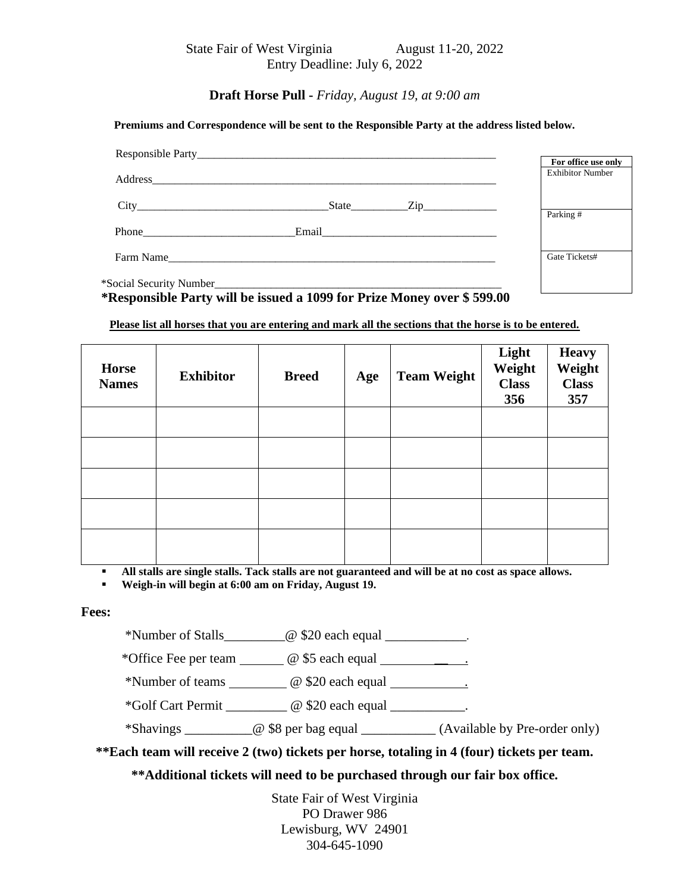State Fair of West Virginia August 11-20, 2022
Entry Deadline: July 6, 2022

**Draft Horse Pull -** *Friday, August 19, at 9:00 am*

**Premiums and Correspondence will be sent to the Responsible Party at the address listed below.**

Responsible Party_______________________________________________________

Address_______________________________________________________________

City__________________________________State__________Zip_____________

Phone___________________________Email_______________________________

Farm Name_____________________________________________________________

*Social Security Number___________________________________________________

***Responsible Party will be issued a 1099 for Prize Money over $ 599.00**

| For office use only |
|---|
| Exhibitor Number |
| Parking # |
| Gate Tickets# |

**Please list all horses that you are entering and mark all the sections that the horse is to be entered.**

| Horse Names | Exhibitor | Breed | Age | Team Weight | Light Weight Class 356 | Heavy Weight Class 357 |
|---|---|---|---|---|---|---|
| | | | | | | |
| | | | | | | |
| | | | | | | |
| | | | | | | |
| | | | | | | |

- **All stalls are single stalls. Tack stalls are not guaranteed and will be at no cost as space allows.**
- **Weigh-in will begin at 6:00 am on Friday, August 19.**

**Fees:**

*Number of Stalls_________@ $20 each equal ____________.

*Office Fee per team _______ @ $5 each equal ____________.

*Number of teams ________ @ $20 each equal ___________.

*Golf Cart Permit _________ @ $20 each equal ___________.

*Shavings __________@ $8 per bag equal ___________ (Available by Pre-order only)

****Each team will receive 2 (two) tickets per horse, totaling in 4 (four) tickets per team.**

****Additional tickets will need to be purchased through our fair box office.**

State Fair of West Virginia
PO Drawer 986
Lewisburg, WV 24901
304-645-1090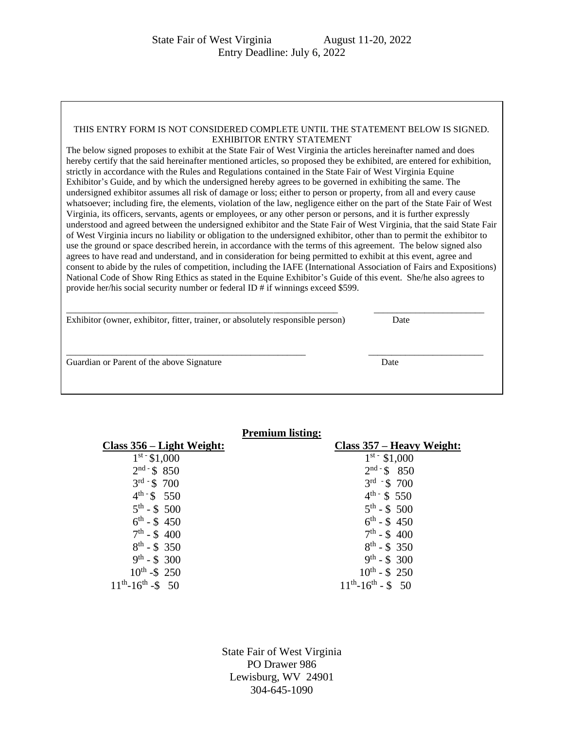State Fair of West Virginia August 11-20, 2022
Entry Deadline: July 6, 2022

THIS ENTRY FORM IS NOT CONSIDERED COMPLETE UNTIL THE STATEMENT BELOW IS SIGNED.
EXHIBITOR ENTRY STATEMENT

The below signed proposes to exhibit at the State Fair of West Virginia the articles hereinafter named and does hereby certify that the said hereinafter mentioned articles, so proposed they be exhibited, are entered for exhibition, strictly in accordance with the Rules and Regulations contained in the State Fair of West Virginia Equine Exhibitor's Guide, and by which the undersigned hereby agrees to be governed in exhibiting the same. The undersigned exhibitor assumes all risk of damage or loss; either to person or property, from all and every cause whatsoever; including fire, the elements, violation of the law, negligence either on the part of the State Fair of West Virginia, its officers, servants, agents or employees, or any other person or persons, and it is further expressly understood and agreed between the undersigned exhibitor and the State Fair of West Virginia, that the said State Fair of West Virginia incurs no liability or obligation to the undersigned exhibitor, other than to permit the exhibitor to use the ground or space described herein, in accordance with the terms of this agreement. The below signed also agrees to have read and understand, and in consideration for being permitted to exhibit at this event, agree and consent to abide by the rules of competition, including the IAFE (International Association of Fairs and Expositions) National Code of Show Ring Ethics as stated in the Equine Exhibitor's Guide of this event. She/he also agrees to provide her/his social security number or federal ID # if winnings exceed $599.

_______________________________________________ _____________________
Exhibitor (owner, exhibitor, fitter, trainer, or absolutely responsible person) Date

_______________________________________________ _____________________
Guardian or Parent of the above Signature Date

**Premium listing:**

| Class 356 – Light Weight: | Class 357 – Heavy Weight: |
|---|---|
| 1st - $1,000 | 1st - $1,000 |
| 2nd - $ 850 | 2nd - $ 850 |
| 3rd - $ 700 | 3rd - $ 700 |
| 4th - $ 550 | 4th - $ 550 |
| 5th - $ 500 | 5th - $ 500 |
| 6th - $ 450 | 6th - $ 450 |
| 7th - $ 400 | 7th - $ 400 |
| 8th - $ 350 | 8th - $ 350 |
| 9th - $ 300 | 9th - $ 300 |
| 10th - $ 250 | 10th - $ 250 |
| 11th-16th - $ 50 | 11th-16th - $ 50 |

State Fair of West Virginia
PO Drawer 986
Lewisburg, WV 24901
304-645-1090